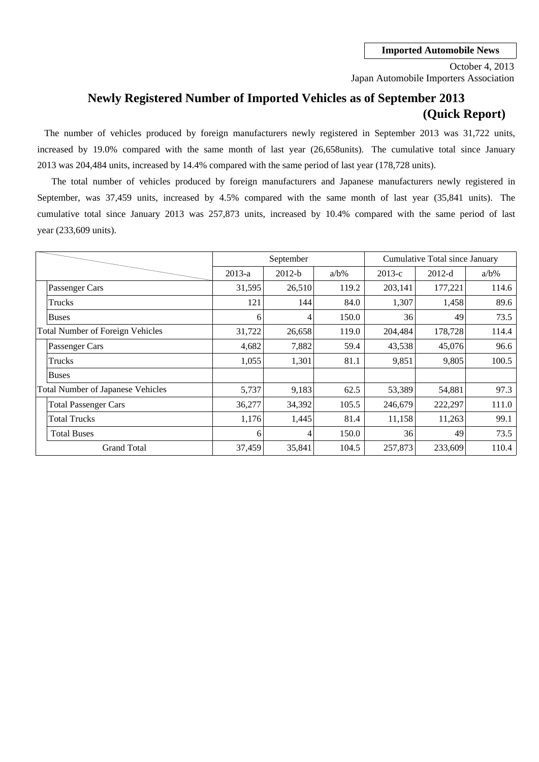**Imported Automobile News**

October 4, 2013
Japan Automobile Importers Association

# Newly Registered Number of Imported Vehicles as of September 2013 (Quick Report)

The number of vehicles produced by foreign manufacturers newly registered in September 2013 was 31,722 units, increased by 19.0% compared with the same month of last year (26,658units). The cumulative total since January 2013 was 204,484 units, increased by 14.4% compared with the same period of last year (178,728 units).

The total number of vehicles produced by foreign manufacturers and Japanese manufacturers newly registered in September, was 37,459 units, increased by 4.5% compared with the same month of last year (35,841 units). The cumulative total since January 2013 was 257,873 units, increased by 10.4% compared with the same period of last year (233,609 units).

| | September | | | Cumulative Total since January | | |
|---|---|---|---|---|---|---|
| | 2013-a | 2012-b | a/b% | 2013-c | 2012-d | a/b% |
| Passenger Cars | 31,595 | 26,510 | 119.2 | 203,141 | 177,221 | 114.6 |
| Trucks | 121 | 144 | 84.0 | 1,307 | 1,458 | 89.6 |
| Buses | 6 | 4 | 150.0 | 36 | 49 | 73.5 |
| Total Number of Foreign Vehicles | 31,722 | 26,658 | 119.0 | 204,484 | 178,728 | 114.4 |
| Passenger Cars | 4,682 | 7,882 | 59.4 | 43,538 | 45,076 | 96.6 |
| Trucks | 1,055 | 1,301 | 81.1 | 9,851 | 9,805 | 100.5 |
| Buses | | | | | | |
| Total Number of Japanese Vehicles | 5,737 | 9,183 | 62.5 | 53,389 | 54,881 | 97.3 |
| Total Passenger Cars | 36,277 | 34,392 | 105.5 | 246,679 | 222,297 | 111.0 |
| Total Trucks | 1,176 | 1,445 | 81.4 | 11,158 | 11,263 | 99.1 |
| Total Buses | 6 | 4 | 150.0 | 36 | 49 | 73.5 |
| Grand Total | 37,459 | 35,841 | 104.5 | 257,873 | 233,609 | 110.4 |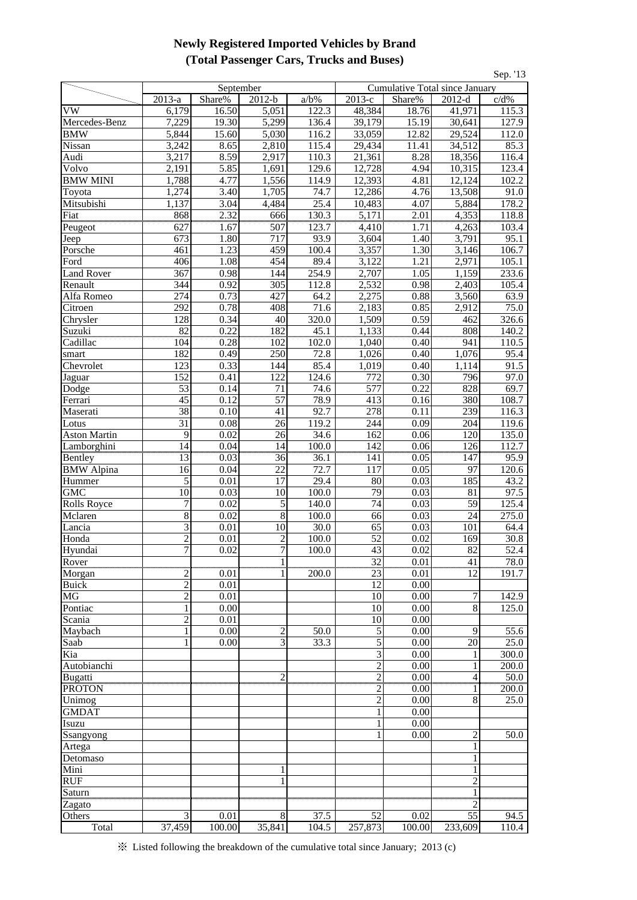# Newly Registered Imported Vehicles by Brand
## (Total Passenger Cars, Trucks and Buses)

Sep. '13

| | September | | | | Cumulative Total since January | | | |
|---|---|---|---|---|---|---|---|---|
| | 2013-a | Share% | 2012-b | a/b% | 2013-c | Share% | 2012-d | c/d% |
| VW | 6,179 | 16.50 | 5,051 | 122.3 | 48,384 | 18.76 | 41,971 | 115.3 |
| Mercedes-Benz | 7,229 | 19.30 | 5,299 | 136.4 | 39,179 | 15.19 | 30,641 | 127.9 |
| BMW | 5,844 | 15.60 | 5,030 | 116.2 | 33,059 | 12.82 | 29,524 | 112.0 |
| Nissan | 3,242 | 8.65 | 2,810 | 115.4 | 29,434 | 11.41 | 34,512 | 85.3 |
| Audi | 3,217 | 8.59 | 2,917 | 110.3 | 21,361 | 8.28 | 18,356 | 116.4 |
| Volvo | 2,191 | 5.85 | 1,691 | 129.6 | 12,728 | 4.94 | 10,315 | 123.4 |
| BMW MINI | 1,788 | 4.77 | 1,556 | 114.9 | 12,393 | 4.81 | 12,124 | 102.2 |
| Toyota | 1,274 | 3.40 | 1,705 | 74.7 | 12,286 | 4.76 | 13,508 | 91.0 |
| Mitsubishi | 1,137 | 3.04 | 4,484 | 25.4 | 10,483 | 4.07 | 5,884 | 178.2 |
| Fiat | 868 | 2.32 | 666 | 130.3 | 5,171 | 2.01 | 4,353 | 118.8 |
| Peugeot | 627 | 1.67 | 507 | 123.7 | 4,410 | 1.71 | 4,263 | 103.4 |
| Jeep | 673 | 1.80 | 717 | 93.9 | 3,604 | 1.40 | 3,791 | 95.1 |
| Porsche | 461 | 1.23 | 459 | 100.4 | 3,357 | 1.30 | 3,146 | 106.7 |
| Ford | 406 | 1.08 | 454 | 89.4 | 3,122 | 1.21 | 2,971 | 105.1 |
| Land Rover | 367 | 0.98 | 144 | 254.9 | 2,707 | 1.05 | 1,159 | 233.6 |
| Renault | 344 | 0.92 | 305 | 112.8 | 2,532 | 0.98 | 2,403 | 105.4 |
| Alfa Romeo | 274 | 0.73 | 427 | 64.2 | 2,275 | 0.88 | 3,560 | 63.9 |
| Citroen | 292 | 0.78 | 408 | 71.6 | 2,183 | 0.85 | 2,912 | 75.0 |
| Chrysler | 128 | 0.34 | 40 | 320.0 | 1,509 | 0.59 | 462 | 326.6 |
| Suzuki | 82 | 0.22 | 182 | 45.1 | 1,133 | 0.44 | 808 | 140.2 |
| Cadillac | 104 | 0.28 | 102 | 102.0 | 1,040 | 0.40 | 941 | 110.5 |
| smart | 182 | 0.49 | 250 | 72.8 | 1,026 | 0.40 | 1,076 | 95.4 |
| Chevrolet | 123 | 0.33 | 144 | 85.4 | 1,019 | 0.40 | 1,114 | 91.5 |
| Jaguar | 152 | 0.41 | 122 | 124.6 | 772 | 0.30 | 796 | 97.0 |
| Dodge | 53 | 0.14 | 71 | 74.6 | 577 | 0.22 | 828 | 69.7 |
| Ferrari | 45 | 0.12 | 57 | 78.9 | 413 | 0.16 | 380 | 108.7 |
| Maserati | 38 | 0.10 | 41 | 92.7 | 278 | 0.11 | 239 | 116.3 |
| Lotus | 31 | 0.08 | 26 | 119.2 | 244 | 0.09 | 204 | 119.6 |
| Aston Martin | 9 | 0.02 | 26 | 34.6 | 162 | 0.06 | 120 | 135.0 |
| Lamborghini | 14 | 0.04 | 14 | 100.0 | 142 | 0.06 | 126 | 112.7 |
| Bentley | 13 | 0.03 | 36 | 36.1 | 141 | 0.05 | 147 | 95.9 |
| BMW Alpina | 16 | 0.04 | 22 | 72.7 | 117 | 0.05 | 97 | 120.6 |
| Hummer | 5 | 0.01 | 17 | 29.4 | 80 | 0.03 | 185 | 43.2 |
| GMC | 10 | 0.03 | 10 | 100.0 | 79 | 0.03 | 81 | 97.5 |
| Rolls Royce | 7 | 0.02 | 5 | 140.0 | 74 | 0.03 | 59 | 125.4 |
| Mclaren | 8 | 0.02 | 8 | 100.0 | 66 | 0.03 | 24 | 275.0 |
| Lancia | 3 | 0.01 | 10 | 30.0 | 65 | 0.03 | 101 | 64.4 |
| Honda | 2 | 0.01 | 2 | 100.0 | 52 | 0.02 | 169 | 30.8 |
| Hyundai | 7 | 0.02 | 7 | 100.0 | 43 | 0.02 | 82 | 52.4 |
| Rover | | | 1 | | 32 | 0.01 | 41 | 78.0 |
| Morgan | 2 | 0.01 | 1 | 200.0 | 23 | 0.01 | 12 | 191.7 |
| Buick | 2 | 0.01 | | | 12 | 0.00 | | |
| MG | 2 | 0.01 | | | 10 | 0.00 | 7 | 142.9 |
| Pontiac | 1 | 0.00 | | | 10 | 0.00 | 8 | 125.0 |
| Scania | 2 | 0.01 | | | 10 | 0.00 | | |
| Maybach | 1 | 0.00 | 2 | 50.0 | 5 | 0.00 | 9 | 55.6 |
| Saab | 1 | 0.00 | 3 | 33.3 | 5 | 0.00 | 20 | 25.0 |
| Kia | | | | | 3 | 0.00 | 1 | 300.0 |
| Autobianchi | | | | | 2 | 0.00 | 1 | 200.0 |
| Bugatti | | | 2 | | 2 | 0.00 | 4 | 50.0 |
| PROTON | | | | | 2 | 0.00 | 1 | 200.0 |
| Unimog | | | | | 2 | 0.00 | 8 | 25.0 |
| GMDAT | | | | | 1 | 0.00 | | |
| Isuzu | | | | | 1 | 0.00 | | |
| Ssangyong | | | | | 1 | 0.00 | 2 | 50.0 |
| Artega | | | | | | | 1 | |
| Detomaso | | | | | | | 1 | |
| Mini | | | 1 | | | | 1 | |
| RUF | | | 1 | | | | 2 | |
| Saturn | | | | | | | 1 | |
| Zagato | | | | | | | 2 | |
| Others | 3 | 0.01 | 8 | 37.5 | 52 | 0.02 | 55 | 94.5 |
| Total | 37,459 | 100.00 | 35,841 | 104.5 | 257,873 | 100.00 | 233,609 | 110.4 |

※ Listed following the breakdown of the cumulative total since January; 2013 (c)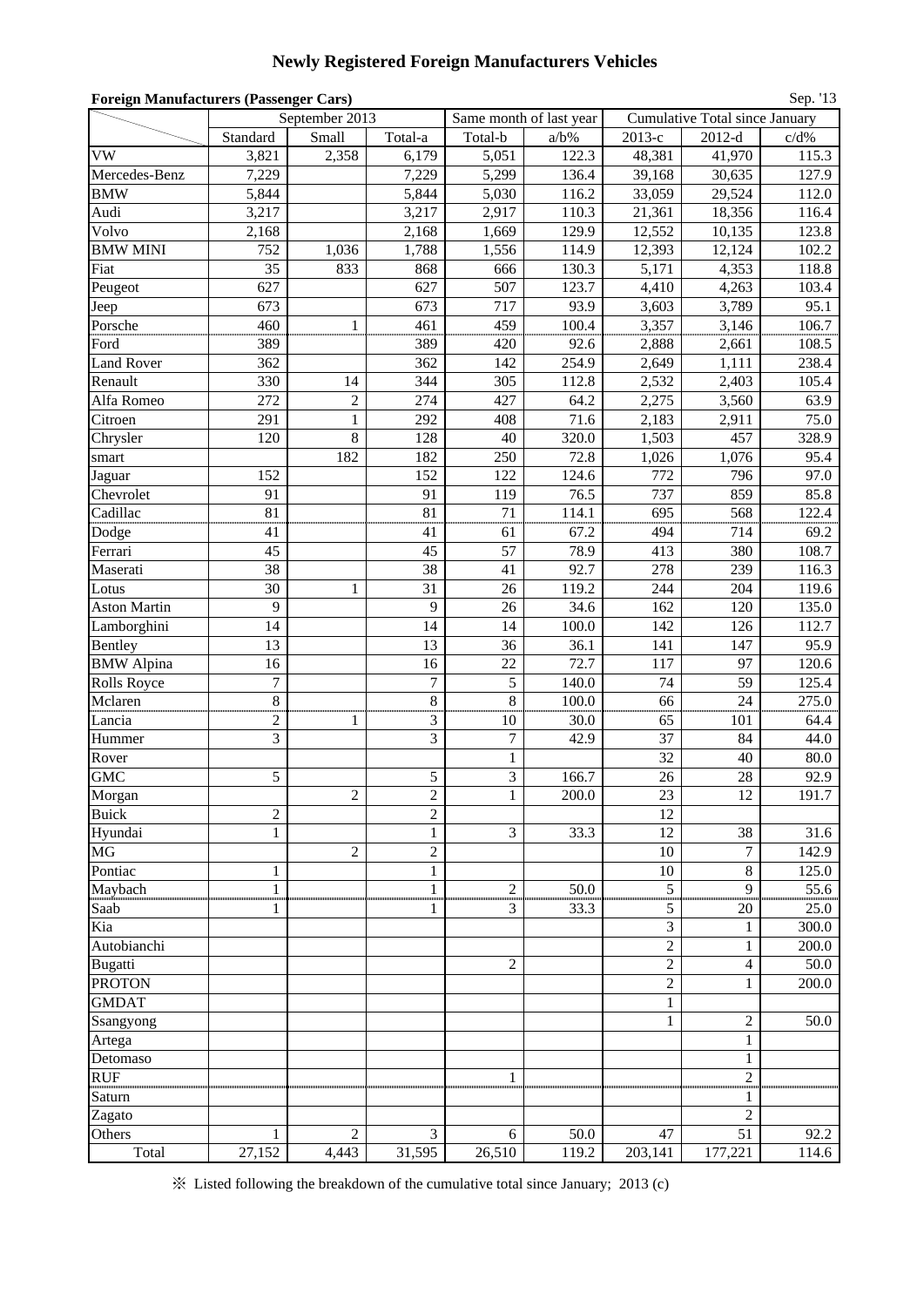# Newly Registered Foreign Manufacturers Vehicles

**Foreign Manufacturers (Passenger Cars)** Sep. '13

| | September 2013 | | | Same month of last year | | Cumulative Total since January | | |
|---|---|---|---|---|---|---|---|---|
| | Standard | Small | Total-a | Total-b | a/b% | 2013-c | 2012-d | c/d% |
| VW | 3,821 | 2,358 | 6,179 | 5,051 | 122.3 | 48,381 | 41,970 | 115.3 |
| Mercedes-Benz | 7,229 | | 7,229 | 5,299 | 136.4 | 39,168 | 30,635 | 127.9 |
| BMW | 5,844 | | 5,844 | 5,030 | 116.2 | 33,059 | 29,524 | 112.0 |
| Audi | 3,217 | | 3,217 | 2,917 | 110.3 | 21,361 | 18,356 | 116.4 |
| Volvo | 2,168 | | 2,168 | 1,669 | 129.9 | 12,552 | 10,135 | 123.8 |
| BMW MINI | 752 | 1,036 | 1,788 | 1,556 | 114.9 | 12,393 | 12,124 | 102.2 |
| Fiat | 35 | 833 | 868 | 666 | 130.3 | 5,171 | 4,353 | 118.8 |
| Peugeot | 627 | | 627 | 507 | 123.7 | 4,410 | 4,263 | 103.4 |
| Jeep | 673 | | 673 | 717 | 93.9 | 3,603 | 3,789 | 95.1 |
| Porsche | 460 | 1 | 461 | 459 | 100.4 | 3,357 | 3,146 | 106.7 |
| Ford | 389 | | 389 | 420 | 92.6 | 2,888 | 2,661 | 108.5 |
| Land Rover | 362 | | 362 | 142 | 254.9 | 2,649 | 1,111 | 238.4 |
| Renault | 330 | 14 | 344 | 305 | 112.8 | 2,532 | 2,403 | 105.4 |
| Alfa Romeo | 272 | 2 | 274 | 427 | 64.2 | 2,275 | 3,560 | 63.9 |
| Citroen | 291 | 1 | 292 | 408 | 71.6 | 2,183 | 2,911 | 75.0 |
| Chrysler | 120 | 8 | 128 | 40 | 320.0 | 1,503 | 457 | 328.9 |
| smart | | 182 | 182 | 250 | 72.8 | 1,026 | 1,076 | 95.4 |
| Jaguar | 152 | | 152 | 122 | 124.6 | 772 | 796 | 97.0 |
| Chevrolet | 91 | | 91 | 119 | 76.5 | 737 | 859 | 85.8 |
| Cadillac | 81 | | 81 | 71 | 114.1 | 695 | 568 | 122.4 |
| Dodge | 41 | | 41 | 61 | 67.2 | 494 | 714 | 69.2 |
| Ferrari | 45 | | 45 | 57 | 78.9 | 413 | 380 | 108.7 |
| Maserati | 38 | | 38 | 41 | 92.7 | 278 | 239 | 116.3 |
| Lotus | 30 | 1 | 31 | 26 | 119.2 | 244 | 204 | 119.6 |
| Aston Martin | 9 | | 9 | 26 | 34.6 | 162 | 120 | 135.0 |
| Lamborghini | 14 | | 14 | 14 | 100.0 | 142 | 126 | 112.7 |
| Bentley | 13 | | 13 | 36 | 36.1 | 141 | 147 | 95.9 |
| BMW Alpina | 16 | | 16 | 22 | 72.7 | 117 | 97 | 120.6 |
| Rolls Royce | 7 | | 7 | 5 | 140.0 | 74 | 59 | 125.4 |
| Mclaren | 8 | | 8 | 8 | 100.0 | 66 | 24 | 275.0 |
| Lancia | 2 | 1 | 3 | 10 | 30.0 | 65 | 101 | 64.4 |
| Hummer | 3 | | 3 | 7 | 42.9 | 37 | 84 | 44.0 |
| Rover | | | | 1 | | 32 | 40 | 80.0 |
| GMC | 5 | | 5 | 3 | 166.7 | 26 | 28 | 92.9 |
| Morgan | | 2 | 2 | 1 | 200.0 | 23 | 12 | 191.7 |
| Buick | 2 | | 2 | | | 12 | | |
| Hyundai | 1 | | 1 | 3 | 33.3 | 12 | 38 | 31.6 |
| MG | | 2 | 2 | | | 10 | 7 | 142.9 |
| Pontiac | 1 | | 1 | | | 10 | 8 | 125.0 |
| Maybach | 1 | | 1 | 2 | 50.0 | 5 | 9 | 55.6 |
| Saab | 1 | | 1 | 3 | 33.3 | 5 | 20 | 25.0 |
| Kia | | | | | | 3 | 1 | 300.0 |
| Autobianchi | | | | | | 2 | 1 | 200.0 |
| Bugatti | | | | 2 | | 2 | 4 | 50.0 |
| PROTON | | | | | | 2 | 1 | 200.0 |
| GMDAT | | | | | | 1 | | |
| Ssangyong | | | | | | 1 | 2 | 50.0 |
| Artega | | | | | | | 1 | |
| Detomaso | | | | | | | 1 | |
| RUF | | | | 1 | | | 2 | |
| Saturn | | | | | | | 1 | |
| Zagato | | | | | | | 2 | |
| Others | 1 | 2 | 3 | 6 | 50.0 | 47 | 51 | 92.2 |
| Total | 27,152 | 4,443 | 31,595 | 26,510 | 119.2 | 203,141 | 177,221 | 114.6 |

※ Listed following the breakdown of the cumulative total since January; 2013 (c)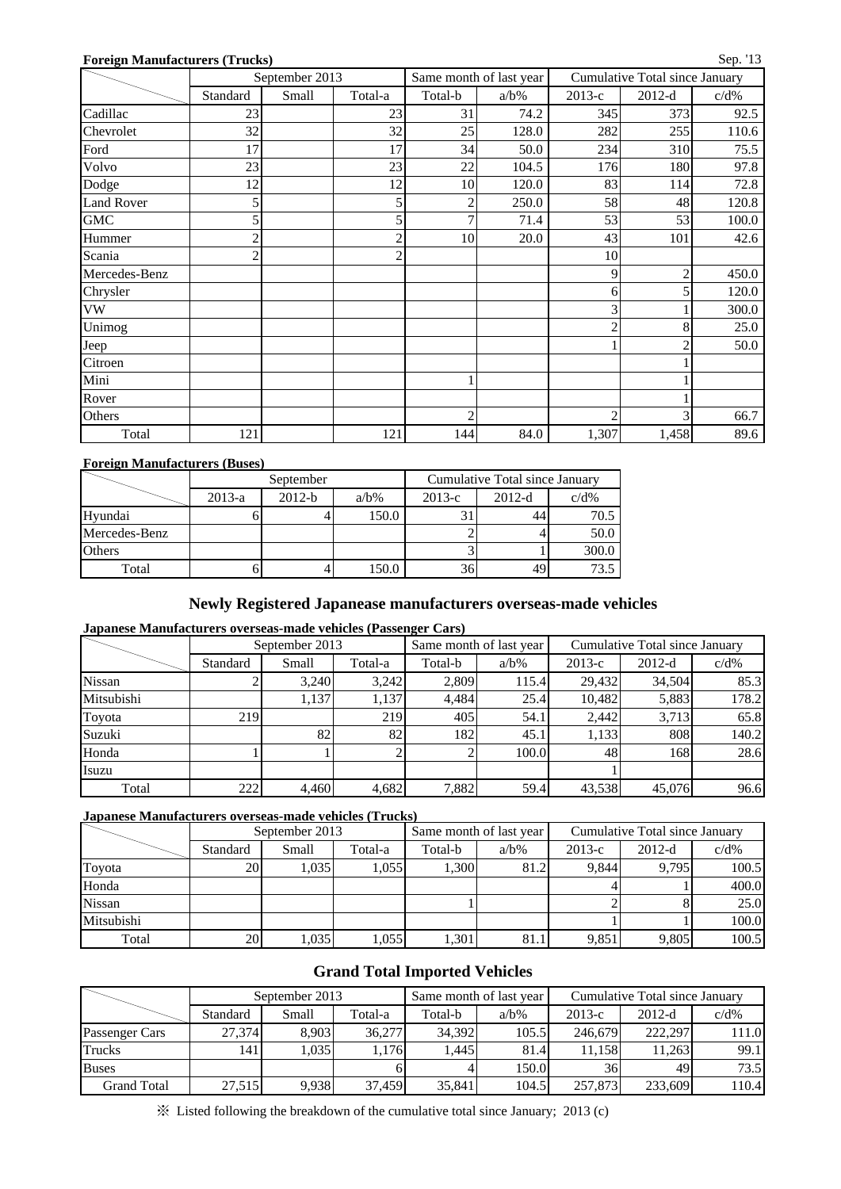**Foreign Manufacturers (Trucks)**

Sep. '13

| | September 2013 | | | Same month of last year | | Cumulative Total since January | | |
|---|---|---|---|---|---|---|---|---|
| | Standard | Small | Total-a | Total-b | a/b% | 2013-c | 2012-d | c/d% |
| Cadillac | 23 | | 23 | 31 | 74.2 | 345 | 373 | 92.5 |
| Chevrolet | 32 | | 32 | 25 | 128.0 | 282 | 255 | 110.6 |
| Ford | 17 | | 17 | 34 | 50.0 | 234 | 310 | 75.5 |
| Volvo | 23 | | 23 | 22 | 104.5 | 176 | 180 | 97.8 |
| Dodge | 12 | | 12 | 10 | 120.0 | 83 | 114 | 72.8 |
| Land Rover | 5 | | 5 | 2 | 250.0 | 58 | 48 | 120.8 |
| GMC | 5 | | 5 | 7 | 71.4 | 53 | 53 | 100.0 |
| Hummer | 2 | | 2 | 10 | 20.0 | 43 | 101 | 42.6 |
| Scania | 2 | | 2 | | | 10 | | |
| Mercedes-Benz | | | | | | 9 | 2 | 450.0 |
| Chrysler | | | | | | 6 | 5 | 120.0 |
| VW | | | | | | 3 | 1 | 300.0 |
| Unimog | | | | | | 2 | 8 | 25.0 |
| Jeep | | | | | | 1 | 2 | 50.0 |
| Citroen | | | | | | | 1 | |
| Mini | | | | 1 | | | 1 | |
| Rover | | | | | | | 1 | |
| Others | | | | 2 | | 2 | 3 | 66.7 |
| Total | 121 | | 121 | 144 | 84.0 | 1,307 | 1,458 | 89.6 |

**Foreign Manufacturers (Buses)**

| | September | | | Cumulative Total since January | | |
|---|---|---|---|---|---|---|
| | 2013-a | 2012-b | a/b% | 2013-c | 2012-d | c/d% |
| Hyundai | 6 | 4 | 150.0 | 31 | 44 | 70.5 |
| Mercedes-Benz | | | | 2 | 4 | 50.0 |
| Others | | | | 3 | 1 | 300.0 |
| Total | 6 | 4 | 150.0 | 36 | 49 | 73.5 |

## Newly Registered Japanease manufacturers overseas-made vehicles

**Japanese Manufacturers overseas-made vehicles (Passenger Cars)**

| | September 2013 | | | Same month of last year | | Cumulative Total since January | | |
|---|---|---|---|---|---|---|---|---|
| | Standard | Small | Total-a | Total-b | a/b% | 2013-c | 2012-d | c/d% |
| Nissan | 2 | 3,240 | 3,242 | 2,809 | 115.4 | 29,432 | 34,504 | 85.3 |
| Mitsubishi | | 1,137 | 1,137 | 4,484 | 25.4 | 10,482 | 5,883 | 178.2 |
| Toyota | 219 | | 219 | 405 | 54.1 | 2,442 | 3,713 | 65.8 |
| Suzuki | | 82 | 82 | 182 | 45.1 | 1,133 | 808 | 140.2 |
| Honda | 1 | 1 | 2 | 2 | 100.0 | 48 | 168 | 28.6 |
| Isuzu | | | | | | 1 | | |
| Total | 222 | 4,460 | 4,682 | 7,882 | 59.4 | 43,538 | 45,076 | 96.6 |

**Japanese Manufacturers overseas-made vehicles (Trucks)**

| | September 2013 | | | Same month of last year | | Cumulative Total since January | | |
|---|---|---|---|---|---|---|---|---|
| | Standard | Small | Total-a | Total-b | a/b% | 2013-c | 2012-d | c/d% |
| Toyota | 20 | 1,035 | 1,055 | 1,300 | 81.2 | 9,844 | 9,795 | 100.5 |
| Honda | | | | | | 4 | 1 | 400.0 |
| Nissan | | | | 1 | | 2 | 8 | 25.0 |
| Mitsubishi | | | | | | 1 | 1 | 100.0 |
| Total | 20 | 1,035 | 1,055 | 1,301 | 81.1 | 9,851 | 9,805 | 100.5 |

## Grand Total Imported Vehicles

| | September 2013 | | | Same month of last year | | Cumulative Total since January | | |
|---|---|---|---|---|---|---|---|---|
| | Standard | Small | Total-a | Total-b | a/b% | 2013-c | 2012-d | c/d% |
| Passenger Cars | 27,374 | 8,903 | 36,277 | 34,392 | 105.5 | 246,679 | 222,297 | 111.0 |
| Trucks | 141 | 1,035 | 1,176 | 1,445 | 81.4 | 11,158 | 11,263 | 99.1 |
| Buses | | | 6 | 4 | 150.0 | 36 | 49 | 73.5 |
| Grand Total | 27,515 | 9,938 | 37,459 | 35,841 | 104.5 | 257,873 | 233,609 | 110.4 |

※ Listed following the breakdown of the cumulative total since January; 2013 (c)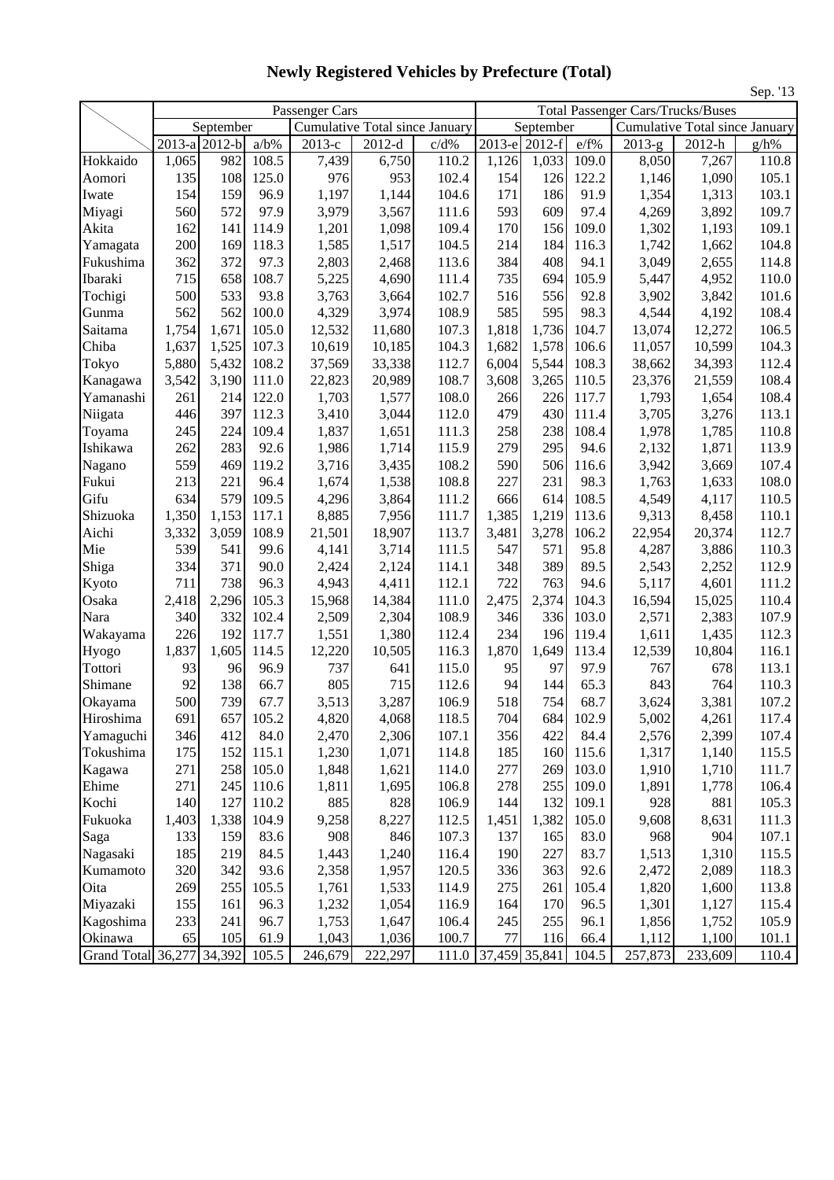# Newly Registered Vehicles by Prefecture (Total)

Sep. '13

| | Passenger Cars | | | | | | Total Passenger Cars/Trucks/Buses | | | | | |
|---|---|---|---|---|---|---|---|---|---|---|---|---|
| | September | | | Cumulative Total since January | | | September | | | Cumulative Total since January | | |
| | 2013-a | 2012-b | a/b% | 2013-c | 2012-d | c/d% | 2013-e | 2012-f | e/f% | 2013-g | 2012-h | g/h% |
| Hokkaido | 1,065 | 982 | 108.5 | 7,439 | 6,750 | 110.2 | 1,126 | 1,033 | 109.0 | 8,050 | 7,267 | 110.8 |
| Aomori | 135 | 108 | 125.0 | 976 | 953 | 102.4 | 154 | 126 | 122.2 | 1,146 | 1,090 | 105.1 |
| Iwate | 154 | 159 | 96.9 | 1,197 | 1,144 | 104.6 | 171 | 186 | 91.9 | 1,354 | 1,313 | 103.1 |
| Miyagi | 560 | 572 | 97.9 | 3,979 | 3,567 | 111.6 | 593 | 609 | 97.4 | 4,269 | 3,892 | 109.7 |
| Akita | 162 | 141 | 114.9 | 1,201 | 1,098 | 109.4 | 170 | 156 | 109.0 | 1,302 | 1,193 | 109.1 |
| Yamagata | 200 | 169 | 118.3 | 1,585 | 1,517 | 104.5 | 214 | 184 | 116.3 | 1,742 | 1,662 | 104.8 |
| Fukushima | 362 | 372 | 97.3 | 2,803 | 2,468 | 113.6 | 384 | 408 | 94.1 | 3,049 | 2,655 | 114.8 |
| Ibaraki | 715 | 658 | 108.7 | 5,225 | 4,690 | 111.4 | 735 | 694 | 105.9 | 5,447 | 4,952 | 110.0 |
| Tochigi | 500 | 533 | 93.8 | 3,763 | 3,664 | 102.7 | 516 | 556 | 92.8 | 3,902 | 3,842 | 101.6 |
| Gunma | 562 | 562 | 100.0 | 4,329 | 3,974 | 108.9 | 585 | 595 | 98.3 | 4,544 | 4,192 | 108.4 |
| Saitama | 1,754 | 1,671 | 105.0 | 12,532 | 11,680 | 107.3 | 1,818 | 1,736 | 104.7 | 13,074 | 12,272 | 106.5 |
| Chiba | 1,637 | 1,525 | 107.3 | 10,619 | 10,185 | 104.3 | 1,682 | 1,578 | 106.6 | 11,057 | 10,599 | 104.3 |
| Tokyo | 5,880 | 5,432 | 108.2 | 37,569 | 33,338 | 112.7 | 6,004 | 5,544 | 108.3 | 38,662 | 34,393 | 112.4 |
| Kanagawa | 3,542 | 3,190 | 111.0 | 22,823 | 20,989 | 108.7 | 3,608 | 3,265 | 110.5 | 23,376 | 21,559 | 108.4 |
| Yamanashi | 261 | 214 | 122.0 | 1,703 | 1,577 | 108.0 | 266 | 226 | 117.7 | 1,793 | 1,654 | 108.4 |
| Niigata | 446 | 397 | 112.3 | 3,410 | 3,044 | 112.0 | 479 | 430 | 111.4 | 3,705 | 3,276 | 113.1 |
| Toyama | 245 | 224 | 109.4 | 1,837 | 1,651 | 111.3 | 258 | 238 | 108.4 | 1,978 | 1,785 | 110.8 |
| Ishikawa | 262 | 283 | 92.6 | 1,986 | 1,714 | 115.9 | 279 | 295 | 94.6 | 2,132 | 1,871 | 113.9 |
| Nagano | 559 | 469 | 119.2 | 3,716 | 3,435 | 108.2 | 590 | 506 | 116.6 | 3,942 | 3,669 | 107.4 |
| Fukui | 213 | 221 | 96.4 | 1,674 | 1,538 | 108.8 | 227 | 231 | 98.3 | 1,763 | 1,633 | 108.0 |
| Gifu | 634 | 579 | 109.5 | 4,296 | 3,864 | 111.2 | 666 | 614 | 108.5 | 4,549 | 4,117 | 110.5 |
| Shizuoka | 1,350 | 1,153 | 117.1 | 8,885 | 7,956 | 111.7 | 1,385 | 1,219 | 113.6 | 9,313 | 8,458 | 110.1 |
| Aichi | 3,332 | 3,059 | 108.9 | 21,501 | 18,907 | 113.7 | 3,481 | 3,278 | 106.2 | 22,954 | 20,374 | 112.7 |
| Mie | 539 | 541 | 99.6 | 4,141 | 3,714 | 111.5 | 547 | 571 | 95.8 | 4,287 | 3,886 | 110.3 |
| Shiga | 334 | 371 | 90.0 | 2,424 | 2,124 | 114.1 | 348 | 389 | 89.5 | 2,543 | 2,252 | 112.9 |
| Kyoto | 711 | 738 | 96.3 | 4,943 | 4,411 | 112.1 | 722 | 763 | 94.6 | 5,117 | 4,601 | 111.2 |
| Osaka | 2,418 | 2,296 | 105.3 | 15,968 | 14,384 | 111.0 | 2,475 | 2,374 | 104.3 | 16,594 | 15,025 | 110.4 |
| Nara | 340 | 332 | 102.4 | 2,509 | 2,304 | 108.9 | 346 | 336 | 103.0 | 2,571 | 2,383 | 107.9 |
| Wakayama | 226 | 192 | 117.7 | 1,551 | 1,380 | 112.4 | 234 | 196 | 119.4 | 1,611 | 1,435 | 112.3 |
| Hyogo | 1,837 | 1,605 | 114.5 | 12,220 | 10,505 | 116.3 | 1,870 | 1,649 | 113.4 | 12,539 | 10,804 | 116.1 |
| Tottori | 93 | 96 | 96.9 | 737 | 641 | 115.0 | 95 | 97 | 97.9 | 767 | 678 | 113.1 |
| Shimane | 92 | 138 | 66.7 | 805 | 715 | 112.6 | 94 | 144 | 65.3 | 843 | 764 | 110.3 |
| Okayama | 500 | 739 | 67.7 | 3,513 | 3,287 | 106.9 | 518 | 754 | 68.7 | 3,624 | 3,381 | 107.2 |
| Hiroshima | 691 | 657 | 105.2 | 4,820 | 4,068 | 118.5 | 704 | 684 | 102.9 | 5,002 | 4,261 | 117.4 |
| Yamaguchi | 346 | 412 | 84.0 | 2,470 | 2,306 | 107.1 | 356 | 422 | 84.4 | 2,576 | 2,399 | 107.4 |
| Tokushima | 175 | 152 | 115.1 | 1,230 | 1,071 | 114.8 | 185 | 160 | 115.6 | 1,317 | 1,140 | 115.5 |
| Kagawa | 271 | 258 | 105.0 | 1,848 | 1,621 | 114.0 | 277 | 269 | 103.0 | 1,910 | 1,710 | 111.7 |
| Ehime | 271 | 245 | 110.6 | 1,811 | 1,695 | 106.8 | 278 | 255 | 109.0 | 1,891 | 1,778 | 106.4 |
| Kochi | 140 | 127 | 110.2 | 885 | 828 | 106.9 | 144 | 132 | 109.1 | 928 | 881 | 105.3 |
| Fukuoka | 1,403 | 1,338 | 104.9 | 9,258 | 8,227 | 112.5 | 1,451 | 1,382 | 105.0 | 9,608 | 8,631 | 111.3 |
| Saga | 133 | 159 | 83.6 | 908 | 846 | 107.3 | 137 | 165 | 83.0 | 968 | 904 | 107.1 |
| Nagasaki | 185 | 219 | 84.5 | 1,443 | 1,240 | 116.4 | 190 | 227 | 83.7 | 1,513 | 1,310 | 115.5 |
| Kumamoto | 320 | 342 | 93.6 | 2,358 | 1,957 | 120.5 | 336 | 363 | 92.6 | 2,472 | 2,089 | 118.3 |
| Oita | 269 | 255 | 105.5 | 1,761 | 1,533 | 114.9 | 275 | 261 | 105.4 | 1,820 | 1,600 | 113.8 |
| Miyazaki | 155 | 161 | 96.3 | 1,232 | 1,054 | 116.9 | 164 | 170 | 96.5 | 1,301 | 1,127 | 115.4 |
| Kagoshima | 233 | 241 | 96.7 | 1,753 | 1,647 | 106.4 | 245 | 255 | 96.1 | 1,856 | 1,752 | 105.9 |
| Okinawa | 65 | 105 | 61.9 | 1,043 | 1,036 | 100.7 | 77 | 116 | 66.4 | 1,112 | 1,100 | 101.1 |
| Grand Total | 36,277 | 34,392 | 105.5 | 246,679 | 222,297 | 111.0 | 37,459 | 35,841 | 104.5 | 257,873 | 233,609 | 110.4 |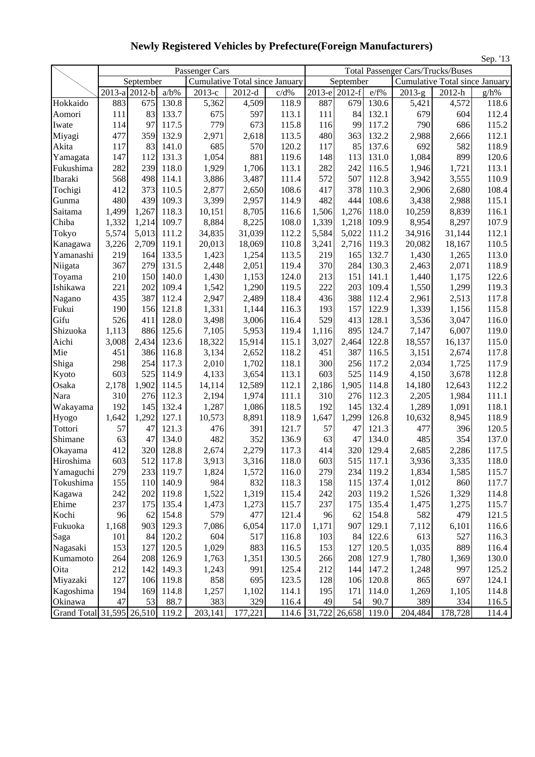# Newly Registered Vehicles by Prefecture(Foreign Manufacturers)

Sep. '13

| | Passenger Cars | | | | | | Total Passenger Cars/Trucks/Buses | | | | | |
|---|---|---|---|---|---|---|---|---|---|---|---|---|
| | September | | | Cumulative Total since January | | | September | | | Cumulative Total since January | | |
| | 2013-a | 2012-b | a/b% | 2013-c | 2012-d | c/d% | 2013-e | 2012-f | e/f% | 2013-g | 2012-h | g/h% |
| Hokkaido | 883 | 675 | 130.8 | 5,362 | 4,509 | 118.9 | 887 | 679 | 130.6 | 5,421 | 4,572 | 118.6 |
| Aomori | 111 | 83 | 133.7 | 675 | 597 | 113.1 | 111 | 84 | 132.1 | 679 | 604 | 112.4 |
| Iwate | 114 | 97 | 117.5 | 779 | 673 | 115.8 | 116 | 99 | 117.2 | 790 | 686 | 115.2 |
| Miyagi | 477 | 359 | 132.9 | 2,971 | 2,618 | 113.5 | 480 | 363 | 132.2 | 2,988 | 2,666 | 112.1 |
| Akita | 117 | 83 | 141.0 | 685 | 570 | 120.2 | 117 | 85 | 137.6 | 692 | 582 | 118.9 |
| Yamagata | 147 | 112 | 131.3 | 1,054 | 881 | 119.6 | 148 | 113 | 131.0 | 1,084 | 899 | 120.6 |
| Fukushima | 282 | 239 | 118.0 | 1,929 | 1,706 | 113.1 | 282 | 242 | 116.5 | 1,946 | 1,721 | 113.1 |
| Ibaraki | 568 | 498 | 114.1 | 3,886 | 3,487 | 111.4 | 572 | 507 | 112.8 | 3,942 | 3,555 | 110.9 |
| Tochigi | 412 | 373 | 110.5 | 2,877 | 2,650 | 108.6 | 417 | 378 | 110.3 | 2,906 | 2,680 | 108.4 |
| Gunma | 480 | 439 | 109.3 | 3,399 | 2,957 | 114.9 | 482 | 444 | 108.6 | 3,438 | 2,988 | 115.1 |
| Saitama | 1,499 | 1,267 | 118.3 | 10,151 | 8,705 | 116.6 | 1,506 | 1,276 | 118.0 | 10,259 | 8,839 | 116.1 |
| Chiba | 1,332 | 1,214 | 109.7 | 8,884 | 8,225 | 108.0 | 1,339 | 1,218 | 109.9 | 8,954 | 8,297 | 107.9 |
| Tokyo | 5,574 | 5,013 | 111.2 | 34,835 | 31,039 | 112.2 | 5,584 | 5,022 | 111.2 | 34,916 | 31,144 | 112.1 |
| Kanagawa | 3,226 | 2,709 | 119.1 | 20,013 | 18,069 | 110.8 | 3,241 | 2,716 | 119.3 | 20,082 | 18,167 | 110.5 |
| Yamanashi | 219 | 164 | 133.5 | 1,423 | 1,254 | 113.5 | 219 | 165 | 132.7 | 1,430 | 1,265 | 113.0 |
| Niigata | 367 | 279 | 131.5 | 2,448 | 2,051 | 119.4 | 370 | 284 | 130.3 | 2,463 | 2,071 | 118.9 |
| Toyama | 210 | 150 | 140.0 | 1,430 | 1,153 | 124.0 | 213 | 151 | 141.1 | 1,440 | 1,175 | 122.6 |
| Ishikawa | 221 | 202 | 109.4 | 1,542 | 1,290 | 119.5 | 222 | 203 | 109.4 | 1,550 | 1,299 | 119.3 |
| Nagano | 435 | 387 | 112.4 | 2,947 | 2,489 | 118.4 | 436 | 388 | 112.4 | 2,961 | 2,513 | 117.8 |
| Fukui | 190 | 156 | 121.8 | 1,331 | 1,144 | 116.3 | 193 | 157 | 122.9 | 1,339 | 1,156 | 115.8 |
| Gifu | 526 | 411 | 128.0 | 3,498 | 3,006 | 116.4 | 529 | 413 | 128.1 | 3,536 | 3,047 | 116.0 |
| Shizuoka | 1,113 | 886 | 125.6 | 7,105 | 5,953 | 119.4 | 1,116 | 895 | 124.7 | 7,147 | 6,007 | 119.0 |
| Aichi | 3,008 | 2,434 | 123.6 | 18,322 | 15,914 | 115.1 | 3,027 | 2,464 | 122.8 | 18,557 | 16,137 | 115.0 |
| Mie | 451 | 386 | 116.8 | 3,134 | 2,652 | 118.2 | 451 | 387 | 116.5 | 3,151 | 2,674 | 117.8 |
| Shiga | 298 | 254 | 117.3 | 2,010 | 1,702 | 118.1 | 300 | 256 | 117.2 | 2,034 | 1,725 | 117.9 |
| Kyoto | 603 | 525 | 114.9 | 4,133 | 3,654 | 113.1 | 603 | 525 | 114.9 | 4,150 | 3,678 | 112.8 |
| Osaka | 2,178 | 1,902 | 114.5 | 14,114 | 12,589 | 112.1 | 2,186 | 1,905 | 114.8 | 14,180 | 12,643 | 112.2 |
| Nara | 310 | 276 | 112.3 | 2,194 | 1,974 | 111.1 | 310 | 276 | 112.3 | 2,205 | 1,984 | 111.1 |
| Wakayama | 192 | 145 | 132.4 | 1,287 | 1,086 | 118.5 | 192 | 145 | 132.4 | 1,289 | 1,091 | 118.1 |
| Hyogo | 1,642 | 1,292 | 127.1 | 10,573 | 8,891 | 118.9 | 1,647 | 1,299 | 126.8 | 10,632 | 8,945 | 118.9 |
| Tottori | 57 | 47 | 121.3 | 476 | 391 | 121.7 | 57 | 47 | 121.3 | 477 | 396 | 120.5 |
| Shimane | 63 | 47 | 134.0 | 482 | 352 | 136.9 | 63 | 47 | 134.0 | 485 | 354 | 137.0 |
| Okayama | 412 | 320 | 128.8 | 2,674 | 2,279 | 117.3 | 414 | 320 | 129.4 | 2,685 | 2,286 | 117.5 |
| Hiroshima | 603 | 512 | 117.8 | 3,913 | 3,316 | 118.0 | 603 | 515 | 117.1 | 3,936 | 3,335 | 118.0 |
| Yamaguchi | 279 | 233 | 119.7 | 1,824 | 1,572 | 116.0 | 279 | 234 | 119.2 | 1,834 | 1,585 | 115.7 |
| Tokushima | 155 | 110 | 140.9 | 984 | 832 | 118.3 | 158 | 115 | 137.4 | 1,012 | 860 | 117.7 |
| Kagawa | 242 | 202 | 119.8 | 1,522 | 1,319 | 115.4 | 242 | 203 | 119.2 | 1,526 | 1,329 | 114.8 |
| Ehime | 237 | 175 | 135.4 | 1,473 | 1,273 | 115.7 | 237 | 175 | 135.4 | 1,475 | 1,275 | 115.7 |
| Kochi | 96 | 62 | 154.8 | 579 | 477 | 121.4 | 96 | 62 | 154.8 | 582 | 479 | 121.5 |
| Fukuoka | 1,168 | 903 | 129.3 | 7,086 | 6,054 | 117.0 | 1,171 | 907 | 129.1 | 7,112 | 6,101 | 116.6 |
| Saga | 101 | 84 | 120.2 | 604 | 517 | 116.8 | 103 | 84 | 122.6 | 613 | 527 | 116.3 |
| Nagasaki | 153 | 127 | 120.5 | 1,029 | 883 | 116.5 | 153 | 127 | 120.5 | 1,035 | 889 | 116.4 |
| Kumamoto | 264 | 208 | 126.9 | 1,763 | 1,351 | 130.5 | 266 | 208 | 127.9 | 1,780 | 1,369 | 130.0 |
| Oita | 212 | 142 | 149.3 | 1,243 | 991 | 125.4 | 212 | 144 | 147.2 | 1,248 | 997 | 125.2 |
| Miyazaki | 127 | 106 | 119.8 | 858 | 695 | 123.5 | 128 | 106 | 120.8 | 865 | 697 | 124.1 |
| Kagoshima | 194 | 169 | 114.8 | 1,257 | 1,102 | 114.1 | 195 | 171 | 114.0 | 1,269 | 1,105 | 114.8 |
| Okinawa | 47 | 53 | 88.7 | 383 | 329 | 116.4 | 49 | 54 | 90.7 | 389 | 334 | 116.5 |
| Grand Total | 31,595 | 26,510 | 119.2 | 203,141 | 177,221 | 114.6 | 31,722 | 26,658 | 119.0 | 204,484 | 178,728 | 114.4 |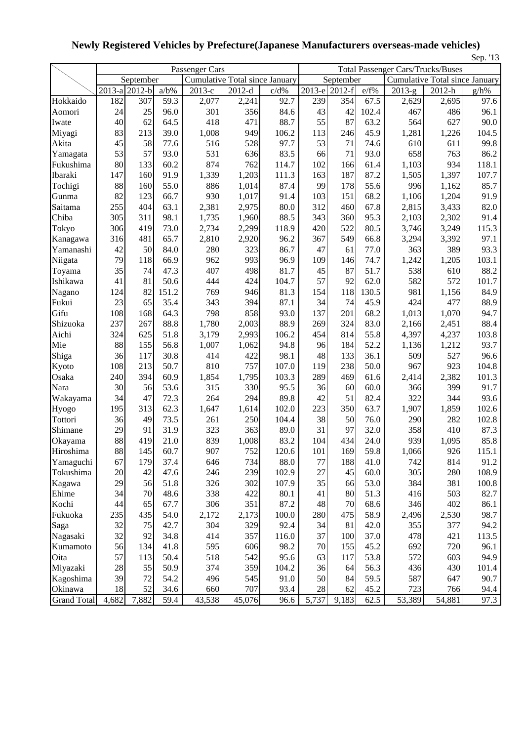# Newly Registered Vehicles by Prefecture(Japanese Manufacturers overseas-made vehicles)

Sep. '13

| | Passenger Cars | | | | | | Total Passenger Cars/Trucks/Buses | | | | | |
|---|---|---|---|---|---|---|---|---|---|---|---|---|
| | September | | | Cumulative Total since January | | | September | | | Cumulative Total since January | | |
| | 2013-a | 2012-b | a/b% | 2013-c | 2012-d | c/d% | 2013-e | 2012-f | e/f% | 2013-g | 2012-h | g/h% |
| Hokkaido | 182 | 307 | 59.3 | 2,077 | 2,241 | 92.7 | 239 | 354 | 67.5 | 2,629 | 2,695 | 97.6 |
| Aomori | 24 | 25 | 96.0 | 301 | 356 | 84.6 | 43 | 42 | 102.4 | 467 | 486 | 96.1 |
| Iwate | 40 | 62 | 64.5 | 418 | 471 | 88.7 | 55 | 87 | 63.2 | 564 | 627 | 90.0 |
| Miyagi | 83 | 213 | 39.0 | 1,008 | 949 | 106.2 | 113 | 246 | 45.9 | 1,281 | 1,226 | 104.5 |
| Akita | 45 | 58 | 77.6 | 516 | 528 | 97.7 | 53 | 71 | 74.6 | 610 | 611 | 99.8 |
| Yamagata | 53 | 57 | 93.0 | 531 | 636 | 83.5 | 66 | 71 | 93.0 | 658 | 763 | 86.2 |
| Fukushima | 80 | 133 | 60.2 | 874 | 762 | 114.7 | 102 | 166 | 61.4 | 1,103 | 934 | 118.1 |
| Ibaraki | 147 | 160 | 91.9 | 1,339 | 1,203 | 111.3 | 163 | 187 | 87.2 | 1,505 | 1,397 | 107.7 |
| Tochigi | 88 | 160 | 55.0 | 886 | 1,014 | 87.4 | 99 | 178 | 55.6 | 996 | 1,162 | 85.7 |
| Gunma | 82 | 123 | 66.7 | 930 | 1,017 | 91.4 | 103 | 151 | 68.2 | 1,106 | 1,204 | 91.9 |
| Saitama | 255 | 404 | 63.1 | 2,381 | 2,975 | 80.0 | 312 | 460 | 67.8 | 2,815 | 3,433 | 82.0 |
| Chiba | 305 | 311 | 98.1 | 1,735 | 1,960 | 88.5 | 343 | 360 | 95.3 | 2,103 | 2,302 | 91.4 |
| Tokyo | 306 | 419 | 73.0 | 2,734 | 2,299 | 118.9 | 420 | 522 | 80.5 | 3,746 | 3,249 | 115.3 |
| Kanagawa | 316 | 481 | 65.7 | 2,810 | 2,920 | 96.2 | 367 | 549 | 66.8 | 3,294 | 3,392 | 97.1 |
| Yamanashi | 42 | 50 | 84.0 | 280 | 323 | 86.7 | 47 | 61 | 77.0 | 363 | 389 | 93.3 |
| Niigata | 79 | 118 | 66.9 | 962 | 993 | 96.9 | 109 | 146 | 74.7 | 1,242 | 1,205 | 103.1 |
| Toyama | 35 | 74 | 47.3 | 407 | 498 | 81.7 | 45 | 87 | 51.7 | 538 | 610 | 88.2 |
| Ishikawa | 41 | 81 | 50.6 | 444 | 424 | 104.7 | 57 | 92 | 62.0 | 582 | 572 | 101.7 |
| Nagano | 124 | 82 | 151.2 | 769 | 946 | 81.3 | 154 | 118 | 130.5 | 981 | 1,156 | 84.9 |
| Fukui | 23 | 65 | 35.4 | 343 | 394 | 87.1 | 34 | 74 | 45.9 | 424 | 477 | 88.9 |
| Gifu | 108 | 168 | 64.3 | 798 | 858 | 93.0 | 137 | 201 | 68.2 | 1,013 | 1,070 | 94.7 |
| Shizuoka | 237 | 267 | 88.8 | 1,780 | 2,003 | 88.9 | 269 | 324 | 83.0 | 2,166 | 2,451 | 88.4 |
| Aichi | 324 | 625 | 51.8 | 3,179 | 2,993 | 106.2 | 454 | 814 | 55.8 | 4,397 | 4,237 | 103.8 |
| Mie | 88 | 155 | 56.8 | 1,007 | 1,062 | 94.8 | 96 | 184 | 52.2 | 1,136 | 1,212 | 93.7 |
| Shiga | 36 | 117 | 30.8 | 414 | 422 | 98.1 | 48 | 133 | 36.1 | 509 | 527 | 96.6 |
| Kyoto | 108 | 213 | 50.7 | 810 | 757 | 107.0 | 119 | 238 | 50.0 | 967 | 923 | 104.8 |
| Osaka | 240 | 394 | 60.9 | 1,854 | 1,795 | 103.3 | 289 | 469 | 61.6 | 2,414 | 2,382 | 101.3 |
| Nara | 30 | 56 | 53.6 | 315 | 330 | 95.5 | 36 | 60 | 60.0 | 366 | 399 | 91.7 |
| Wakayama | 34 | 47 | 72.3 | 264 | 294 | 89.8 | 42 | 51 | 82.4 | 322 | 344 | 93.6 |
| Hyogo | 195 | 313 | 62.3 | 1,647 | 1,614 | 102.0 | 223 | 350 | 63.7 | 1,907 | 1,859 | 102.6 |
| Tottori | 36 | 49 | 73.5 | 261 | 250 | 104.4 | 38 | 50 | 76.0 | 290 | 282 | 102.8 |
| Shimane | 29 | 91 | 31.9 | 323 | 363 | 89.0 | 31 | 97 | 32.0 | 358 | 410 | 87.3 |
| Okayama | 88 | 419 | 21.0 | 839 | 1,008 | 83.2 | 104 | 434 | 24.0 | 939 | 1,095 | 85.8 |
| Hiroshima | 88 | 145 | 60.7 | 907 | 752 | 120.6 | 101 | 169 | 59.8 | 1,066 | 926 | 115.1 |
| Yamaguchi | 67 | 179 | 37.4 | 646 | 734 | 88.0 | 77 | 188 | 41.0 | 742 | 814 | 91.2 |
| Tokushima | 20 | 42 | 47.6 | 246 | 239 | 102.9 | 27 | 45 | 60.0 | 305 | 280 | 108.9 |
| Kagawa | 29 | 56 | 51.8 | 326 | 302 | 107.9 | 35 | 66 | 53.0 | 384 | 381 | 100.8 |
| Ehime | 34 | 70 | 48.6 | 338 | 422 | 80.1 | 41 | 80 | 51.3 | 416 | 503 | 82.7 |
| Kochi | 44 | 65 | 67.7 | 306 | 351 | 87.2 | 48 | 70 | 68.6 | 346 | 402 | 86.1 |
| Fukuoka | 235 | 435 | 54.0 | 2,172 | 2,173 | 100.0 | 280 | 475 | 58.9 | 2,496 | 2,530 | 98.7 |
| Saga | 32 | 75 | 42.7 | 304 | 329 | 92.4 | 34 | 81 | 42.0 | 355 | 377 | 94.2 |
| Nagasaki | 32 | 92 | 34.8 | 414 | 357 | 116.0 | 37 | 100 | 37.0 | 478 | 421 | 113.5 |
| Kumamoto | 56 | 134 | 41.8 | 595 | 606 | 98.2 | 70 | 155 | 45.2 | 692 | 720 | 96.1 |
| Oita | 57 | 113 | 50.4 | 518 | 542 | 95.6 | 63 | 117 | 53.8 | 572 | 603 | 94.9 |
| Miyazaki | 28 | 55 | 50.9 | 374 | 359 | 104.2 | 36 | 64 | 56.3 | 436 | 430 | 101.4 |
| Kagoshima | 39 | 72 | 54.2 | 496 | 545 | 91.0 | 50 | 84 | 59.5 | 587 | 647 | 90.7 |
| Okinawa | 18 | 52 | 34.6 | 660 | 707 | 93.4 | 28 | 62 | 45.2 | 723 | 766 | 94.4 |
| Grand Total | 4,682 | 7,882 | 59.4 | 43,538 | 45,076 | 96.6 | 5,737 | 9,183 | 62.5 | 53,389 | 54,881 | 97.3 |